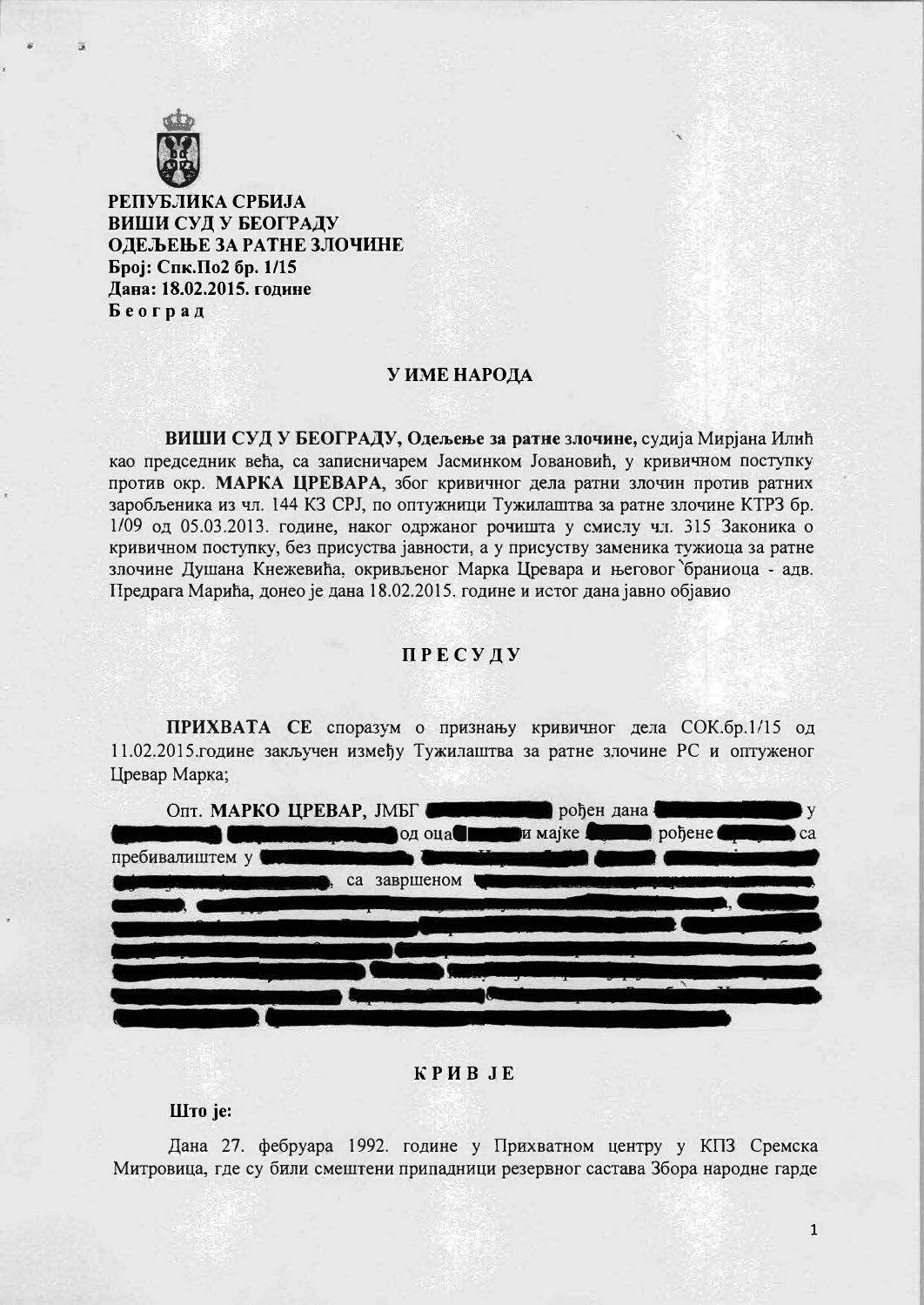**РЕПУБЛИКА СРБИЈА**
**ВИШИ СУД У БЕОГРАДУ**
**ОДЕЉЕЊЕ ЗА РАТНЕ ЗЛОЧИНЕ**
**Број: Спк.По2 бр. 1/15**
**Дана: 18.02.2015. године**
**Београд**

## У ИМЕ НАРОДА

**ВИШИ СУД У БЕОГРАДУ, Одељење за ратне злочине,** судија Мирјана Илић као председник већа, са записничарем Јасминком Јовановић, у кривичном поступку против окр. **МАРКА ЦРЕВАРА,** због кривичног дела ратни злочин против ратних заробљеника из чл. 144 КЗ СРЈ, по оптужници Тужилаштва за ратне злочине КТРЗ бр. 1/09 од 05.03.2013. године, након одржаног рочишта у смислу чл. 315 Законика о кривичном поступку, без присуства јавности, а у присуству заменика тужиоца за ратне злочине Душана Кнежевића, окривљеног Марка Цревара и његовог браниоца - адв. Предрага Марића, донео је дана 18.02.2015. године и истог дана јавно објавио

## П Р Е С У Д У

**ПРИХВАТА СЕ** споразум о признању кривичног дела СОК.бр.1/15 од 11.02.2015.године закључен између Тужилаштва за ратне злочине РС и оптуженог Цревар Марка;

Опт. **МАРКО ЦРЕВАР,** ЈМБГ [redacted] рођен дана [redacted] у [redacted] од оца [redacted] и мајке [redacted] рођене [redacted] са пребивалиштем у [redacted], са завршеном [redacted]

## К Р И В Ј Е

**Што је:**

Дана 27. фебруара 1992. године у Прихватном центру у КПЗ Сремска Митровица, где су били смештени припадници резервног састава Збора народне гарде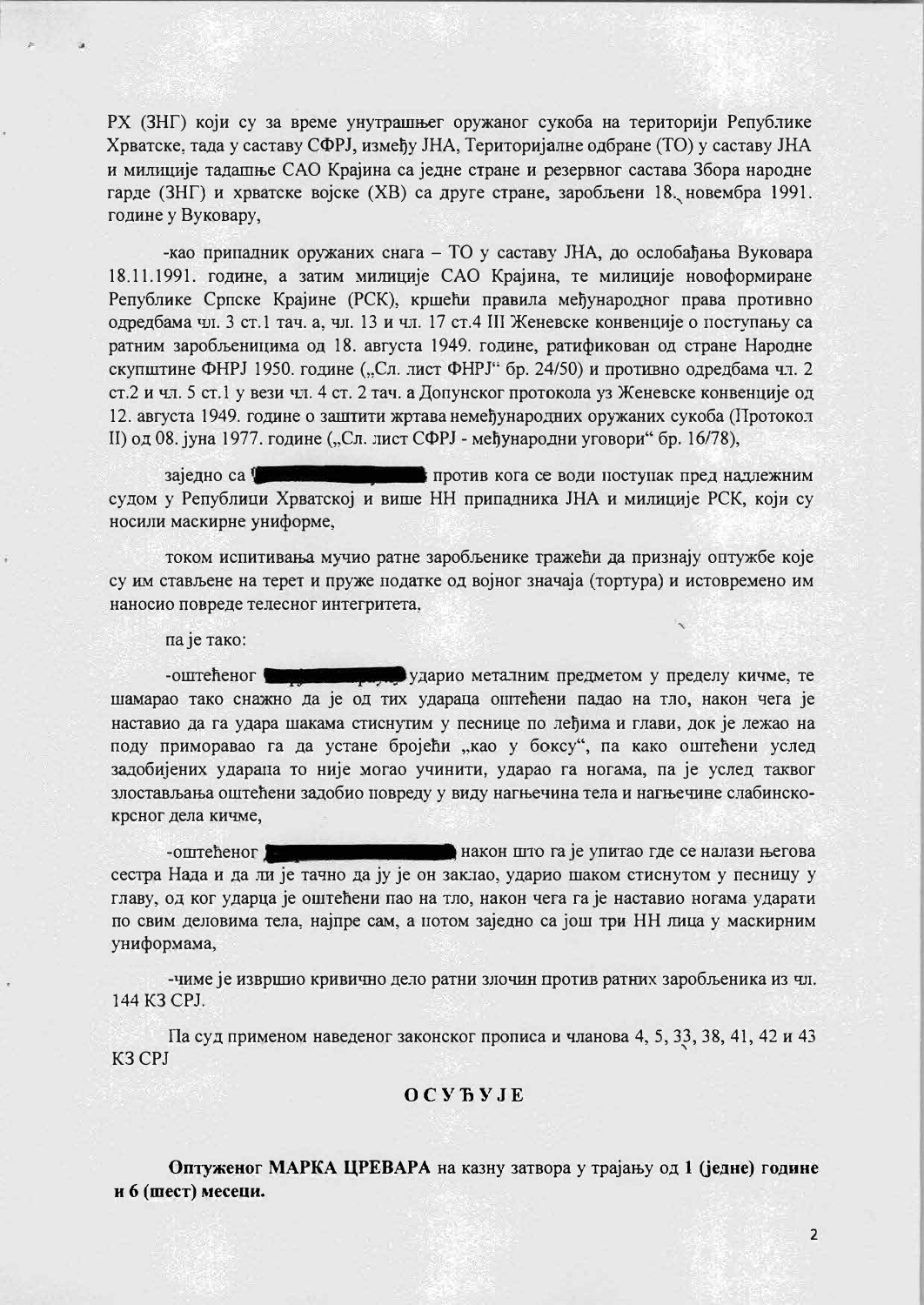РХ (ЗНГ) који су за време унутрашњег оружаног сукоба на територији Републике Хрватске, тада у саставу СФРЈ, између ЈНА, Територијалне одбране (ТО) у саставу ЈНА и милиције тадашње САО Крајина са једне стране и резервног састава Збора народне гарде (ЗНГ) и хрватске војске (ХВ) са друге стране, заробљени 18. новембра 1991. године у Вуковару,

-као припадник оружаних снага – ТО у саставу ЈНА, до ослобађања Вуковара 18.11.1991. године, а затим милиције САО Крајина, те милиције новоформиране Републике Српске Крајине (РСК), кршећи правила међународног права противно одредбама чл. 3 ст.1 тач. а, чл. 13 и чл. 17 ст.4 III Женевске конвенције о поступању са ратним заробљеницима од 18. августа 1949. године, ратификован од стране Народне скупштине ФНРЈ 1950. године („Сл. лист ФНРЈ" бр. 24/50) и противно одредбама чл. 2 ст.2 и чл. 5 ст.1 у вези чл. 4 ст. 2 тач. а Допунског протокола уз Женевске конвенције од 12. августа 1949. године о заштити жртава немеђународних оружаних сукоба (Протокол II) од 08. јуна 1977. године („Сл. лист СФРЈ - међународни уговори" бр. 16/78),

заједно са [redacted] против кога се води поступак пред надлежним судом у Републици Хрватској и више НН припадника ЈНА и милиције РСК, који су носили маскирне униформе,

током испитивања мучио ратне заробљенике тражећи да признају оптужбе које су им стављене на терет и пруже податке од војног значаја (тортура) и истовремено им наносио повреде телесног интегритета,

па је тако:

-оштећеног [redacted] ударио металним предметом у пределу кичме, те шамарао тако снажно да је од тих удараца оштећени падао на тло, након чега је наставио да га удара шакама стиснутим у песнице по леђима и глави, док је лежао на поду приморавао га да устане бројећи „као у боксу", па како оштећени услед задобијених ударапа то није могао учинити, ударао га ногама, па је услед таквог злостављања оштећени задобио повреду у виду нагњечина тела и нагњечине слабинско-крсног дела кичме,

-оштећеног [redacted] након што га је упитао где се налази његова сестра Нада и да ли је тачно да ју је он заклао, ударио шаком стиснутом у песницу у главу, од ког ударца је оштећени пао на тло, након чега га је наставио ногама ударати по свим деловима тела, најпре сам, а потом заједно са још три НН лица у маскирним униформама,

-чиме је извршио кривично дело ратни злочин против ратних заробљеника из чл. 144 КЗ СРЈ.

Па суд применом наведеног законског прописа и чланова 4, 5, 33, 38, 41, 42 и 43 КЗ СРЈ

**О С У Ђ У Ј Е**

**Оптуженог МАРКА ЦРЕВАРА** на казну затвора у трајању од **1 (једне) године и 6 (шест) месеци.**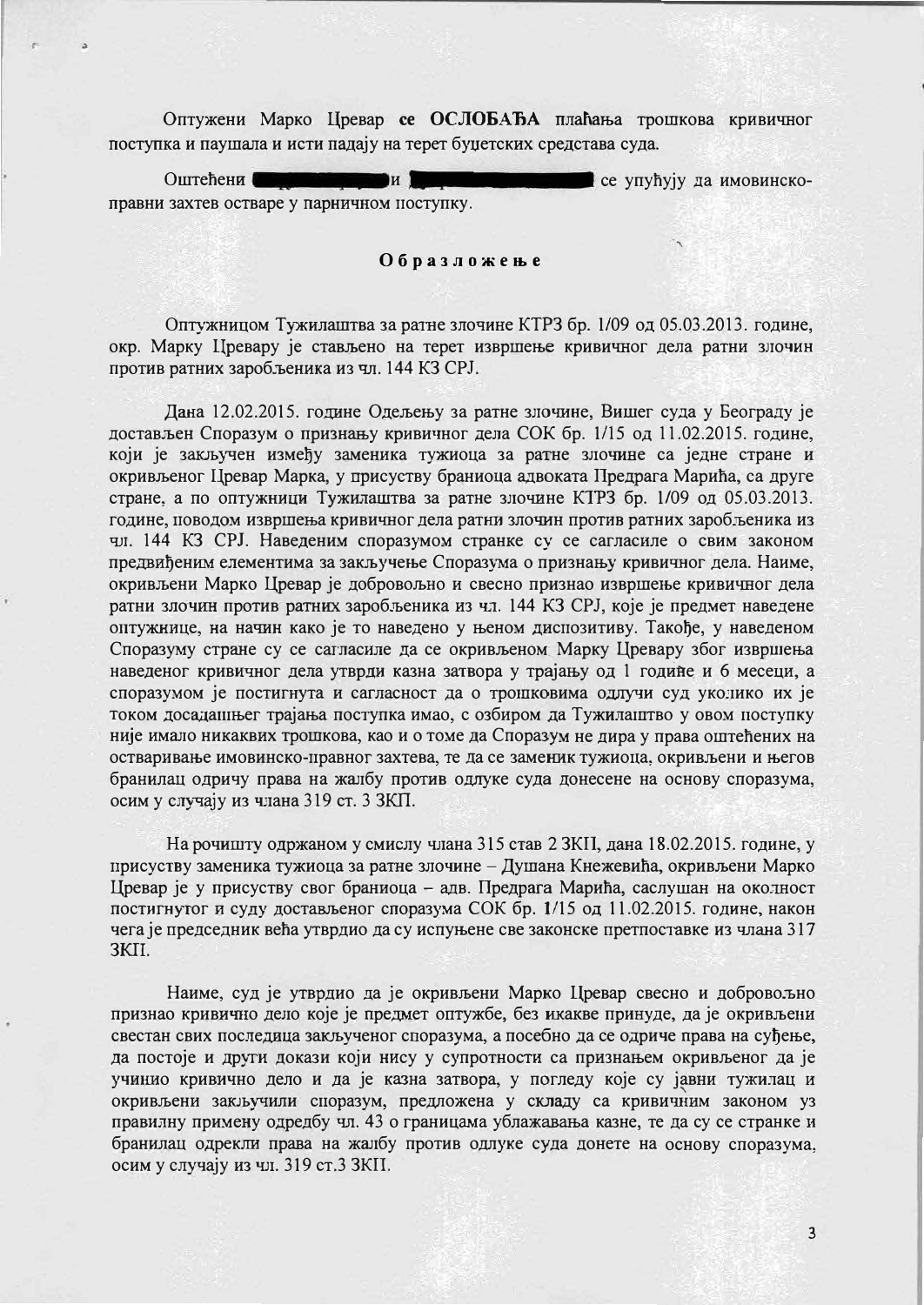Оптужени Марко Цревар **се ОСЛОБАЂА** плаћања трошкова кривичног поступка и паушала и исти падају на терет буџетских средстава суда.

Оштећени ██████████ и ██████████ се упућују да имовинско-правни захтев остваре у парничном поступку.

## **О б р а з л о ж е њ е**

Оптужницом Тужилаштва за ратне злочине КТРЗ бр. 1/09 од 05.03.2013. године, окр. Марку Цревару је стављено на терет извршење кривичног дела ратни злочин против ратних заробљеника из чл. 144 КЗ СРЈ.

Дана 12.02.2015. године Одељењу за ратне злочине, Вишег суда у Београду је достављен Споразум о признању кривичног дела СОК бр. 1/15 од 11.02.2015. године, који је закључен између заменика тужиоца за ратне злочине са једне стране и окривљеног Цревар Марка, у присуству браниоца адвоката Предрага Марића, са друге стране, а по оптужници Тужилаштва за ратне злочине КТРЗ бр. 1/09 од 05.03.2013. године, поводом извршења кривичног дела ратни злочин против ратних заробљеника из чл. 144 КЗ СРЈ. Наведеним споразумом странке су се сагласиле о свим законом предвиђеним елементима за закључење Споразума о признању кривичног дела. Наиме, окривљени Марко Цревар је добровољно и свесно признао извршење кривичног дела ратни злочин против ратних заробљеника из чл. 144 КЗ СРЈ, које је предмет наведене оптужнице, на начин како је то наведено у њеном диспозитиву. Такође, у наведеном Споразуму стране су се сагласиле да се окривљеном Марку Цревару због извршења наведеног кривичног дела утврди казна затвора у трајању од 1 године и 6 месеци, а споразумом је постигнута и сагласност да о трошковима одлучи суд уколико их је током досадашњег трајања поступка имао, с обзиром да Тужилаштво у овом поступку није имало никаквих трошкова, као и о томе да Споразум не дира у права оштећених на остваривање имовинско-правног захтева, те да се заменик тужиоца, окривљени и његов бранилац одричу права на жалбу против одлуке суда донесене на основу споразума, осим у случају из члана 319 ст. 3 ЗКП.

На рочишту одржаном у смислу члана 315 став 2 ЗКП, дана 18.02.2015. године, у присуству заменика тужиоца за ратне злочине – Душана Кнежевића, окривљени Марко Цревар је у присуству свог браниоца – адв. Предрага Марића, саслушан на околност постигнутог и суду достављеног споразума СОК бр. 1/15 од 11.02.2015. године, након чега је председник већа утврдио да су испуњене све законске претпоставке из члана 317 ЗКП.

Наиме, суд је утврдио да је окривљени Марко Цревар свесно и добровољно признао кривично дело које је предмет оптужбе, без икакве принуде, да је окривљени свестан свих последица закљученог споразума, а посебно да се одриче права на суђење, да постоје и други докази који нису у супротности са признањем окривљеног да је учинио кривично дело и да је казна затвора, у погледу које су јавни тужилац и окривљени закључили споразум, предложена у складу са кривичним законом уз правилну примену одредбу чл. 43 о границама ублажавања казне, те да су се странке и бранилац одрекли права на жалбу против одлуке суда донете на основу споразума, осим у случају из чл. 319 ст.3 ЗКП.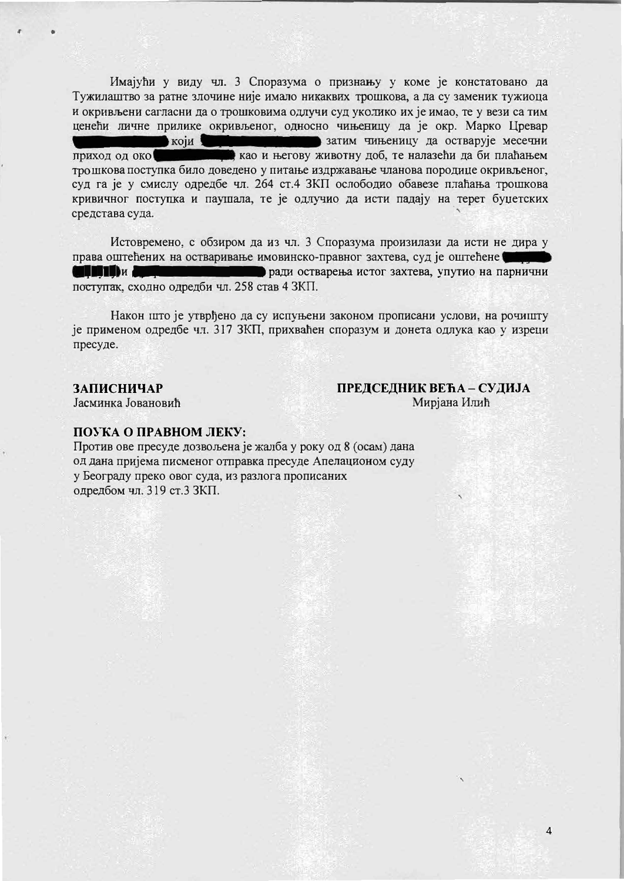Имајући у виду чл. 3 Споразума о признању у коме је констатовано да Тужилаштво за ратне злочине није имало никаквих трошкова, а да су заменик тужиоца и окривљени сагласни да о трошковима одлучи суд уколико их је имао, те у вези са тим ценећи личне прилике окривљеног, односно чињеницу да је окр. Марко Цревар ██████ који ██████ затим чињеницу да остварује месечни приход од око ██████ као и његову животну доб, те налазећи да би плаћањем трошкова поступка било доведено у питање издржавање чланова породице окривљеног, суд га је у смислу одредбе чл. 264 ст.4 ЗКП ослободио обавезе плаћања трошкова кривичног поступка и паушала, те је одлучио да исти падају на терет буџетских средстава суда.

Истовремено, с обзиром да из чл. 3 Споразума произилази да исти не дира у права оштећених на остваривање имовинско-правног захтева, суд је оштећене ██████ и ██████ ради остварења истог захтева, упутио на парнични поступак, сходно одредби чл. 258 став 4 ЗКП.

Након што је утврђено да су испуњени законом прописани услови, на рочишту је применом одредбе чл. 317 ЗКП, прихваћен споразум и донета одлука као у изреци пресуде.

**ЗАПИСНИЧАР**
Јасминка Јовановић

**ПРЕДСЕДНИК ВЕЋА – СУДИЈА**
Мирјана Илић

**ПОУКА О ПРАВНОМ ЛЕКУ:**
Против ове пресуде дозвољена је жалба у року од 8 (осам) дана од дана пријема писменог отправка пресуде Апелационом суду у Београду преко овог суда, из разлога прописаних одредбом чл. 319 ст.3 ЗКП.